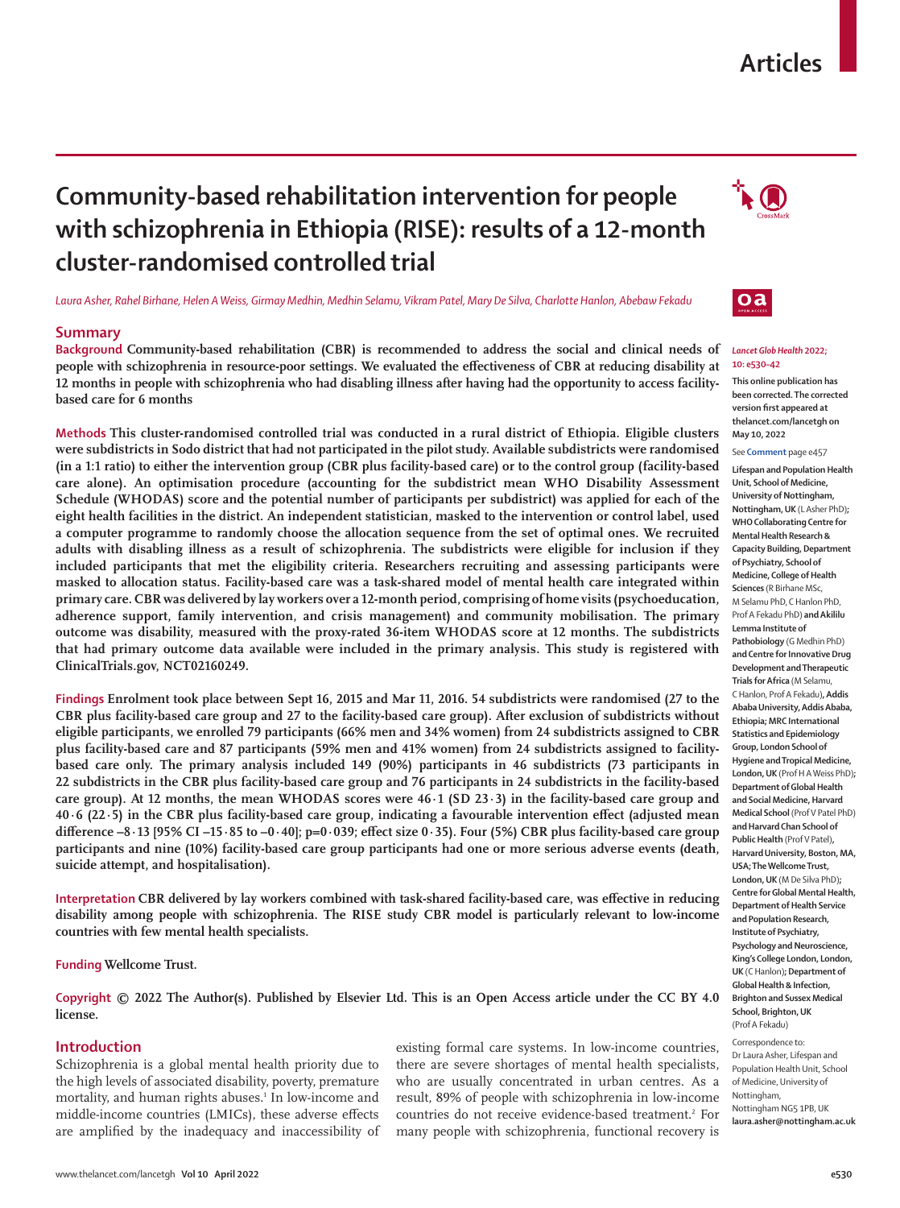# Community-based rehabilitation intervention for people with schizophrenia in Ethiopia (RISE): results of a 12-month cluster-randomised controlled trial

*Laura Asher, Rahel Birhane, Helen A Weiss, Girmay Medhin, Medhin Selamu, Vikram Patel, Mary De Silva, Charlotte Hanlon, Abebaw Fekadu*

## Summary

**Background** Community-based rehabilitation (CBR) is recommended to address the social and clinical needs of people with schizophrenia in resource-poor settings. We evaluated the effectiveness of CBR at reducing disability at 12 months in people with schizophrenia who had disabling illness after having had the opportunity to access facility-based care for 6 months

**Methods** This cluster-randomised controlled trial was conducted in a rural district of Ethiopia. Eligible clusters were subdistricts in Sodo district that had not participated in the pilot study. Available subdistricts were randomised (in a 1:1 ratio) to either the intervention group (CBR plus facility-based care) or to the control group (facility-based care alone). An optimisation procedure (accounting for the subdistrict mean WHO Disability Assessment Schedule (WHODAS) score and the potential number of participants per subdistrict) was applied for each of the eight health facilities in the district. An independent statistician, masked to the intervention or control label, used a computer programme to randomly choose the allocation sequence from the set of optimal ones. We recruited adults with disabling illness as a result of schizophrenia. The subdistricts were eligible for inclusion if they included participants that met the eligibility criteria. Researchers recruiting and assessing participants were masked to allocation status. Facility-based care was a task-shared model of mental health care integrated within primary care. CBR was delivered by lay workers over a 12-month period, comprising of home visits (psychoeducation, adherence support, family intervention, and crisis management) and community mobilisation. The primary outcome was disability, measured with the proxy-rated 36-item WHODAS score at 12 months. The subdistricts that had primary outcome data available were included in the primary analysis. This study is registered with ClinicalTrials.gov, NCT02160249.

**Findings** Enrolment took place between Sept 16, 2015 and Mar 11, 2016. 54 subdistricts were randomised (27 to the CBR plus facility-based care group and 27 to the facility-based care group). After exclusion of subdistricts without eligible participants, we enrolled 79 participants (66% men and 34% women) from 24 subdistricts assigned to CBR plus facility-based care and 87 participants (59% men and 41% women) from 24 subdistricts assigned to facility-based care only. The primary analysis included 149 (90%) participants in 46 subdistricts (73 participants in 22 subdistricts in the CBR plus facility-based care group and 76 participants in 24 subdistricts in the facility-based care group). At 12 months, the mean WHODAS scores were 46·1 (SD 23·3) in the facility-based care group and 40·6 (22·5) in the CBR plus facility-based care group, indicating a favourable intervention effect (adjusted mean difference –8·13 [95% CI –15·85 to –0·40]; p=0·039; effect size 0·35). Four (5%) CBR plus facility-based care group participants and nine (10%) facility-based care group participants had one or more serious adverse events (death, suicide attempt, and hospitalisation).

**Interpretation** CBR delivered by lay workers combined with task-shared facility-based care, was effective in reducing disability among people with schizophrenia. The RISE study CBR model is particularly relevant to low-income countries with few mental health specialists.

**Funding** Wellcome Trust.

**Copyright** © 2022 The Author(s). Published by Elsevier Ltd. This is an Open Access article under the CC BY 4.0 license.

*Lancet Glob Health* 2022; 10: e530–42

This online publication has been corrected. The corrected version first appeared at thelancet.com/lancetgh on May 10, 2022

See **Comment** page e457

**Lifespan and Population Health Unit, School of Medicine, University of Nottingham, Nottingham, UK** (L Asher PhD)**; WHO Collaborating Centre for Mental Health Research & Capacity Building, Department of Psychiatry, School of Medicine, College of Health Sciences** (R Birhane MSc, M Selamu PhD, C Hanlon PhD, Prof A Fekadu PhD) **and Akililu Lemma Institute of Pathobiology** (G Medhin PhD) **and Centre for Innovative Drug Development and Therapeutic Trials for Africa** (M Selamu, C Hanlon, Prof A Fekadu)**, Addis Ababa University, Addis Ababa, Ethiopia; MRC International Statistics and Epidemiology Group, London School of Hygiene and Tropical Medicine, London, UK** (Prof H A Weiss PhD)**; Department of Global Health and Social Medicine, Harvard Medical School** (Prof V Patel PhD) **and Harvard Chan School of Public Health** (Prof V Patel)**, Harvard University, Boston, MA, USA; The Wellcome Trust, London, UK** (M De Silva PhD)**; Centre for Global Mental Health, Department of Health Service and Population Research, Institute of Psychiatry, Psychology and Neuroscience, King's College London, London, UK** (C Hanlon)**; Department of Global Health & Infection, Brighton and Sussex Medical School, Brighton, UK** (Prof A Fekadu)

Correspondence to: Dr Laura Asher, Lifespan and Population Health Unit, School of Medicine, University of Nottingham, Nottingham NG5 1PB, UK **laura.asher@nottingham.ac.uk**

## Introduction

Schizophrenia is a global mental health priority due to the high levels of associated disability, poverty, premature mortality, and human rights abuses.[1] In low-income and middle-income countries (LMICs), these adverse effects are amplified by the inadequacy and inaccessibility of existing formal care systems. In low-income countries, there are severe shortages of mental health specialists, who are usually concentrated in urban centres. As a result, 89% of people with schizophrenia in low-income countries do not receive evidence-based treatment.[2] For many people with schizophrenia, functional recovery is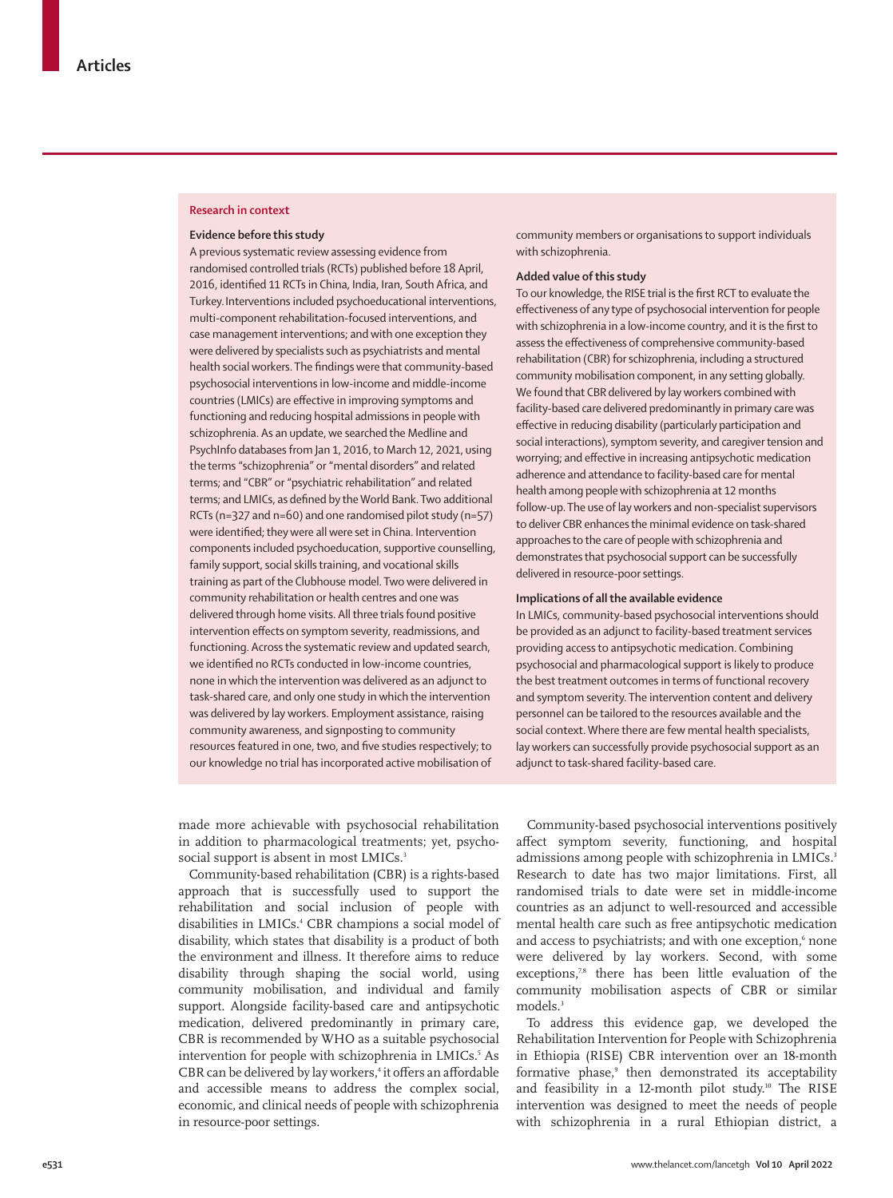## Research in context

### Evidence before this study

A previous systematic review assessing evidence from randomised controlled trials (RCTs) published before 18 April, 2016, identified 11 RCTs in China, India, Iran, South Africa, and Turkey. Interventions included psychoeducational interventions, multi-component rehabilitation-focused interventions, and case management interventions; and with one exception they were delivered by specialists such as psychiatrists and mental health social workers. The findings were that community-based psychosocial interventions in low-income and middle-income countries (LMICs) are effective in improving symptoms and functioning and reducing hospital admissions in people with schizophrenia. As an update, we searched the Medline and PsychInfo databases from Jan 1, 2016, to March 12, 2021, using the terms "schizophrenia" or "mental disorders" and related terms; and "CBR" or "psychiatric rehabilitation" and related terms; and LMICs, as defined by the World Bank. Two additional RCTs (n=327 and n=60) and one randomised pilot study (n=57) were identified; they were all were set in China. Intervention components included psychoeducation, supportive counselling, family support, social skills training, and vocational skills training as part of the Clubhouse model. Two were delivered in community rehabilitation or health centres and one was delivered through home visits. All three trials found positive intervention effects on symptom severity, readmissions, and functioning. Across the systematic review and updated search, we identified no RCTs conducted in low-income countries, none in which the intervention was delivered as an adjunct to task-shared care, and only one study in which the intervention was delivered by lay workers. Employment assistance, raising community awareness, and signposting to community resources featured in one, two, and five studies respectively; to our knowledge no trial has incorporated active mobilisation of community members or organisations to support individuals with schizophrenia.

### Added value of this study

To our knowledge, the RISE trial is the first RCT to evaluate the effectiveness of any type of psychosocial intervention for people with schizophrenia in a low-income country, and it is the first to assess the effectiveness of comprehensive community-based rehabilitation (CBR) for schizophrenia, including a structured community mobilisation component, in any setting globally. We found that CBR delivered by lay workers combined with facility-based care delivered predominantly in primary care was effective in reducing disability (particularly participation and social interactions), symptom severity, and caregiver tension and worrying; and effective in increasing antipsychotic medication adherence and attendance to facility-based care for mental health among people with schizophrenia at 12 months follow-up. The use of lay workers and non-specialist supervisors to deliver CBR enhances the minimal evidence on task-shared approaches to the care of people with schizophrenia and demonstrates that psychosocial support can be successfully delivered in resource-poor settings.

### Implications of all the available evidence

In LMICs, community-based psychosocial interventions should be provided as an adjunct to facility-based treatment services providing access to antipsychotic medication. Combining psychosocial and pharmacological support is likely to produce the best treatment outcomes in terms of functional recovery and symptom severity. The intervention content and delivery personnel can be tailored to the resources available and the social context. Where there are few mental health specialists, lay workers can successfully provide psychosocial support as an adjunct to task-shared facility-based care.

made more achievable with psychosocial rehabilitation in addition to pharmacological treatments; yet, psychosocial support is absent in most LMICs.[3]

Community-based rehabilitation (CBR) is a rights-based approach that is successfully used to support the rehabilitation and social inclusion of people with disabilities in LMICs.[4] CBR champions a social model of disability, which states that disability is a product of both the environment and illness. It therefore aims to reduce disability through shaping the social world, using community mobilisation, and individual and family support. Alongside facility-based care and antipsychotic medication, delivered predominantly in primary care, CBR is recommended by WHO as a suitable psychosocial intervention for people with schizophrenia in LMICs.[5] As CBR can be delivered by lay workers,[4] it offers an affordable and accessible means to address the complex social, economic, and clinical needs of people with schizophrenia in resource-poor settings.

Community-based psychosocial interventions positively affect symptom severity, functioning, and hospital admissions among people with schizophrenia in LMICs.[3] Research to date has two major limitations. First, all randomised trials to date were set in middle-income countries as an adjunct to well-resourced and accessible mental health care such as free antipsychotic medication and access to psychiatrists; and with one exception,[6] none were delivered by lay workers. Second, with some exceptions,[7,8] there has been little evaluation of the community mobilisation aspects of CBR or similar models.[3]

To address this evidence gap, we developed the Rehabilitation Intervention for People with Schizophrenia in Ethiopia (RISE) CBR intervention over an 18-month formative phase,[9] then demonstrated its acceptability and feasibility in a 12-month pilot study.[10] The RISE intervention was designed to meet the needs of people with schizophrenia in a rural Ethiopian district, a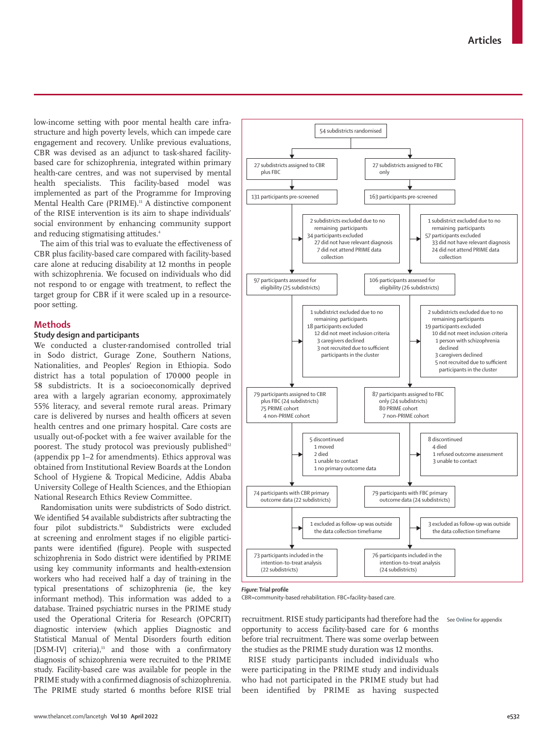low-income setting with poor mental health care infrastructure and high poverty levels, which can impede care engagement and recovery. Unlike previous evaluations, CBR was devised as an adjunct to task-shared facility-based care for schizophrenia, integrated within primary health-care centres, and was not supervised by mental health specialists. This facility-based model was implemented as part of the Programme for Improving Mental Health Care (PRIME).[11] A distinctive component of the RISE intervention is its aim to shape individuals' social environment by enhancing community support and reducing stigmatising attitudes.[4]

The aim of this trial was to evaluate the effectiveness of CBR plus facility-based care compared with facility-based care alone at reducing disability at 12 months in people with schizophrenia. We focused on individuals who did not respond to or engage with treatment, to reflect the target group for CBR if it were scaled up in a resource-poor setting.

## Methods

### Study design and participants

We conducted a cluster-randomised controlled trial in Sodo district, Gurage Zone, Southern Nations, Nationalities, and Peoples' Region in Ethiopia. Sodo district has a total population of 170 000 people in 58 subdistricts. It is a socioeconomically deprived area with a largely agrarian economy, approximately 55% literacy, and several remote rural areas. Primary care is delivered by nurses and health officers at seven health centres and one primary hospital. Care costs are usually out-of-pocket with a fee waiver available for the poorest. The study protocol was previously published[12] (appendix pp 1–2 for amendments). Ethics approval was obtained from Institutional Review Boards at the London School of Hygiene & Tropical Medicine, Addis Ababa University College of Health Sciences, and the Ethiopian National Research Ethics Review Committee.

Randomisation units were subdistricts of Sodo district. We identified 54 available subdistricts after subtracting the four pilot subdistricts.[10] Subdistricts were excluded at screening and enrolment stages if no eligible participants were identified (figure). People with suspected schizophrenia in Sodo district were identified by PRIME using key community informants and health-extension workers who had received half a day of training in the typical presentations of schizophrenia (ie, the key informant method). This information was added to a database. Trained psychiatric nurses in the PRIME study used the Operational Criteria for Research (OPCRIT) diagnostic interview (which applies Diagnostic and Statistical Manual of Mental Disorders fourth edition [DSM-IV] criteria),[13] and those with a confirmatory diagnosis of schizophrenia were recruited to the PRIME study. Facility-based care was available for people in the PRIME study with a confirmed diagnosis of schizophrenia. The PRIME study started 6 months before RISE trial recruitment. RISE study participants had therefore had the opportunity to access facility-based care for 6 months before trial recruitment. There was some overlap between the studies as the PRIME study duration was 12 months.

RISE study participants included individuals who were participating in the PRIME study and individuals who had not participated in the PRIME study but had been identified by PRIME as having suspected

54 subdistricts randomised

| CBR plus FBC arm | FBC only arm |
|---|---|
| 27 subdistricts assigned to CBR plus FBC | 27 subdistricts assigned to FBC only |
| 131 participants pre-screened | 163 participants pre-screened |
| 2 subdistricts excluded due to no remaining participants; 34 participants excluded: 27 did not have relevant diagnosis, 7 did not attend PRIME data collection | 1 subdistrict excluded due to no remaining participants; 57 participants excluded: 33 did not have relevant diagnosis, 24 did not attend PRIME data collection |
| 97 participants assessed for eligibility (25 subdistricts) | 106 participants assessed for eligibility (26 subdistricts) |
| 1 subdistrict excluded due to no remaining participants; 18 participants excluded: 12 did not meet inclusion criteria, 3 caregivers declined, 3 not recruited due to sufficient participants in the cluster | 2 subdistricts excluded due to no remaining participants; 19 participants excluded: 10 did not meet inclusion criteria, 1 person with schizophrenia declined, 3 caregivers declined, 5 not recruited due to sufficient participants in the cluster |
| 79 participants assigned to CBR plus FBC (24 subdistricts): 75 PRIME cohort, 4 non-PRIME cohort | 87 participants assigned to FBC only (24 subdistricts): 80 PRIME cohort, 7 non-PRIME cohort |
| 5 discontinued: 1 moved, 2 died, 1 unable to contact, 1 no primary outcome data | 8 discontinued: 4 died, 1 refused outcome assessment, 3 unable to contact |
| 74 participants with CBR primary outcome data (22 subdistricts) | 79 participants with FBC primary outcome data (24 subdistricts) |
| 1 excluded as follow-up was outside the data collection timeframe | 3 excluded as follow-up was outside the data collection timeframe |
| 73 participants included in the intention-to-treat analysis (22 subdistricts) | 76 participants included in the intention-to-treat analysis (24 subdistricts) |

*Figure:* **Trial profile**

CBR=community-based rehabilitation. FBC=facility-based care.

See **Online** for appendix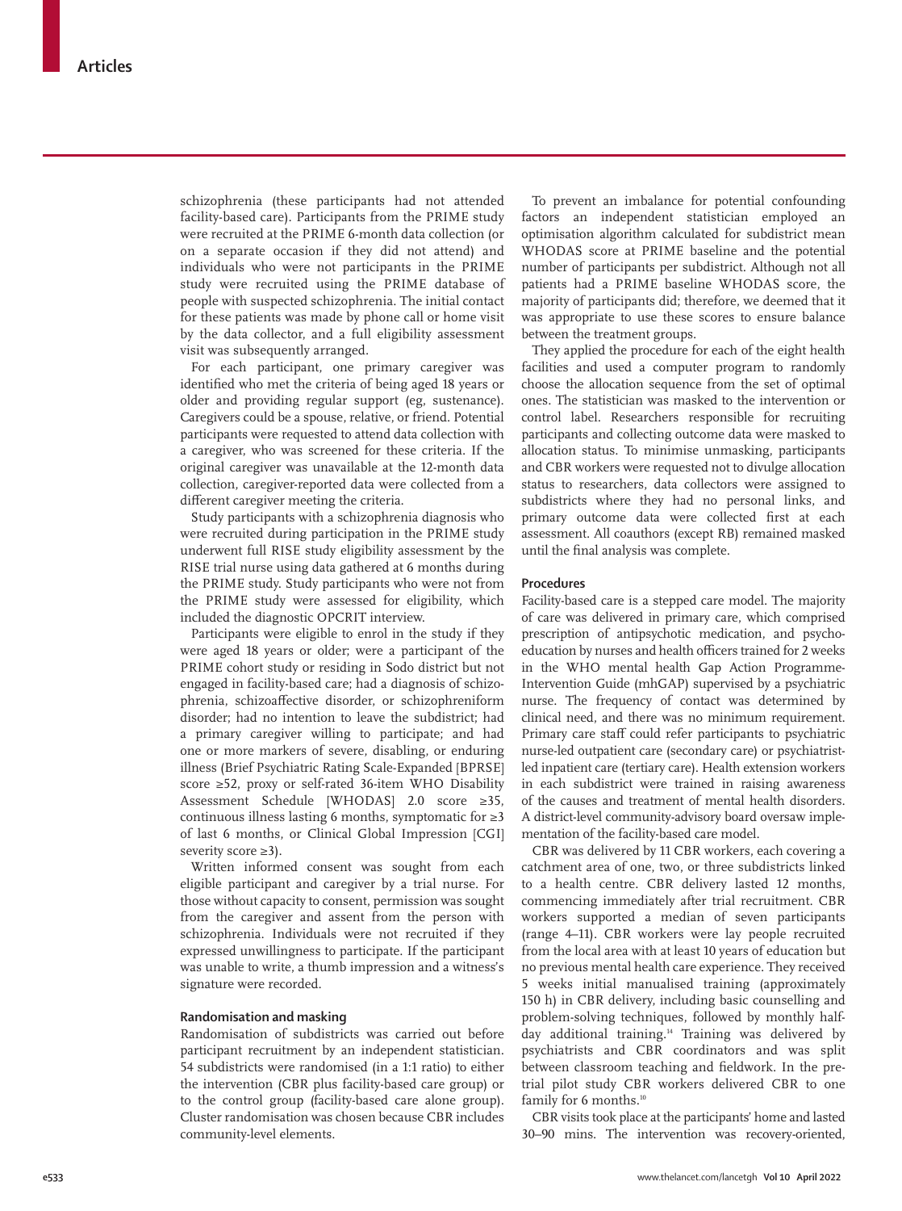schizophrenia (these participants had not attended facility-based care). Participants from the PRIME study were recruited at the PRIME 6-month data collection (or on a separate occasion if they did not attend) and individuals who were not participants in the PRIME study were recruited using the PRIME database of people with suspected schizophrenia. The initial contact for these patients was made by phone call or home visit by the data collector, and a full eligibility assessment visit was subsequently arranged.

For each participant, one primary caregiver was identified who met the criteria of being aged 18 years or older and providing regular support (eg, sustenance). Caregivers could be a spouse, relative, or friend. Potential participants were requested to attend data collection with a caregiver, who was screened for these criteria. If the original caregiver was unavailable at the 12-month data collection, caregiver-reported data were collected from a different caregiver meeting the criteria.

Study participants with a schizophrenia diagnosis who were recruited during participation in the PRIME study underwent full RISE study eligibility assessment by the RISE trial nurse using data gathered at 6 months during the PRIME study. Study participants who were not from the PRIME study were assessed for eligibility, which included the diagnostic OPCRIT interview.

Participants were eligible to enrol in the study if they were aged 18 years or older; were a participant of the PRIME cohort study or residing in Sodo district but not engaged in facility-based care; had a diagnosis of schizophrenia, schizoaffective disorder, or schizophreniform disorder; had no intention to leave the subdistrict; had a primary caregiver willing to participate; and had one or more markers of severe, disabling, or enduring illness (Brief Psychiatric Rating Scale-Expanded [BPRSE] score ≥52, proxy or self-rated 36-item WHO Disability Assessment Schedule [WHODAS] 2.0 score ≥35, continuous illness lasting 6 months, symptomatic for ≥3 of last 6 months, or Clinical Global Impression [CGI] severity score ≥3).

Written informed consent was sought from each eligible participant and caregiver by a trial nurse. For those without capacity to consent, permission was sought from the caregiver and assent from the person with schizophrenia. Individuals were not recruited if they expressed unwillingness to participate. If the participant was unable to write, a thumb impression and a witness's signature were recorded.

### Randomisation and masking

Randomisation of subdistricts was carried out before participant recruitment by an independent statistician. 54 subdistricts were randomised (in a 1:1 ratio) to either the intervention (CBR plus facility-based care group) or to the control group (facility-based care alone group). Cluster randomisation was chosen because CBR includes community-level elements.

To prevent an imbalance for potential confounding factors an independent statistician employed an optimisation algorithm calculated for subdistrict mean WHODAS score at PRIME baseline and the potential number of participants per subdistrict. Although not all patients had a PRIME baseline WHODAS score, the majority of participants did; therefore, we deemed that it was appropriate to use these scores to ensure balance between the treatment groups.

They applied the procedure for each of the eight health facilities and used a computer program to randomly choose the allocation sequence from the set of optimal ones. The statistician was masked to the intervention or control label. Researchers responsible for recruiting participants and collecting outcome data were masked to allocation status. To minimise unmasking, participants and CBR workers were requested not to divulge allocation status to researchers, data collectors were assigned to subdistricts where they had no personal links, and primary outcome data were collected first at each assessment. All coauthors (except RB) remained masked until the final analysis was complete.

### Procedures

Facility-based care is a stepped care model. The majority of care was delivered in primary care, which comprised prescription of antipsychotic medication, and psychoeducation by nurses and health officers trained for 2 weeks in the WHO mental health Gap Action Programme-Intervention Guide (mhGAP) supervised by a psychiatric nurse. The frequency of contact was determined by clinical need, and there was no minimum requirement. Primary care staff could refer participants to psychiatric nurse-led outpatient care (secondary care) or psychiatrist-led inpatient care (tertiary care). Health extension workers in each subdistrict were trained in raising awareness of the causes and treatment of mental health disorders. A district-level community-advisory board oversaw implementation of the facility-based care model.

CBR was delivered by 11 CBR workers, each covering a catchment area of one, two, or three subdistricts linked to a health centre. CBR delivery lasted 12 months, commencing immediately after trial recruitment. CBR workers supported a median of seven participants (range 4–11). CBR workers were lay people recruited from the local area with at least 10 years of education but no previous mental health care experience. They received 5 weeks initial manualised training (approximately 150 h) in CBR delivery, including basic counselling and problem-solving techniques, followed by monthly half-day additional training.[14] Training was delivered by psychiatrists and CBR coordinators and was split between classroom teaching and fieldwork. In the pre-trial pilot study CBR workers delivered CBR to one family for 6 months.[10]

CBR visits took place at the participants' home and lasted 30–90 mins. The intervention was recovery-oriented,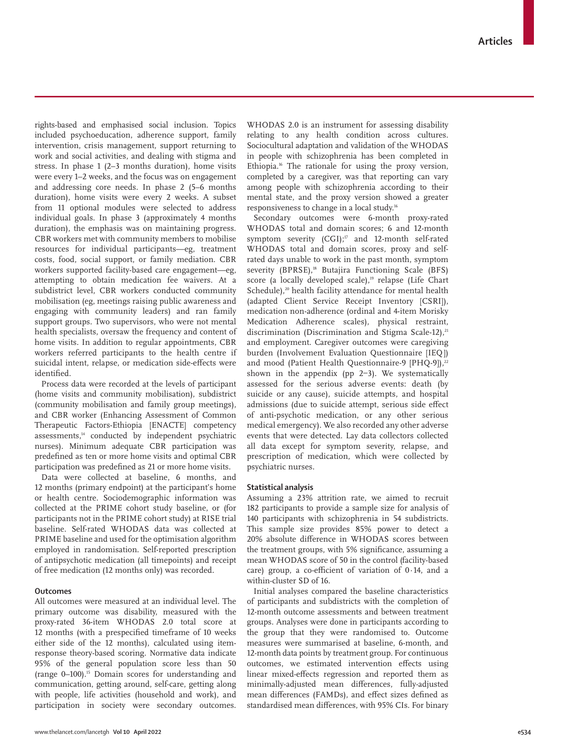rights-based and emphasised social inclusion. Topics included psychoeducation, adherence support, family intervention, crisis management, support returning to work and social activities, and dealing with stigma and stress. In phase 1 (2–3 months duration), home visits were every 1–2 weeks, and the focus was on engagement and addressing core needs. In phase 2 (5–6 months duration), home visits were every 2 weeks. A subset from 11 optional modules were selected to address individual goals. In phase 3 (approximately 4 months duration), the emphasis was on maintaining progress. CBR workers met with community members to mobilise resources for individual participants—eg, treatment costs, food, social support, or family mediation. CBR workers supported facility-based care engagement—eg, attempting to obtain medication fee waivers. At a subdistrict level, CBR workers conducted community mobilisation (eg, meetings raising public awareness and engaging with community leaders) and ran family support groups. Two supervisors, who were not mental health specialists, oversaw the frequency and content of home visits. In addition to regular appointments, CBR workers referred participants to the health centre if suicidal intent, relapse, or medication side-effects were identified.

Process data were recorded at the levels of participant (home visits and community mobilisation), subdistrict (community mobilisation and family group meetings), and CBR worker (Enhancing Assessment of Common Therapeutic Factors-Ethiopia [ENACTE] competency assessments,[14] conducted by independent psychiatric nurses). Minimum adequate CBR participation was predefined as ten or more home visits and optimal CBR participation was predefined as 21 or more home visits.

Data were collected at baseline, 6 months, and 12 months (primary endpoint) at the participant's home or health centre. Sociodemographic information was collected at the PRIME cohort study baseline, or (for participants not in the PRIME cohort study) at RISE trial baseline. Self-rated WHODAS data was collected at PRIME baseline and used for the optimisation algorithm employed in randomisation. Self-reported prescription of antipsychotic medication (all timepoints) and receipt of free medication (12 months only) was recorded.

### Outcomes

All outcomes were measured at an individual level. The primary outcome was disability, measured with the proxy-rated 36-item WHODAS 2.0 total score at 12 months (with a prespecified timeframe of 10 weeks either side of the 12 months), calculated using item-response theory-based scoring. Normative data indicate 95% of the general population score less than 50 (range 0–100).[15] Domain scores for understanding and communication, getting around, self-care, getting along with people, life activities (household and work), and participation in society were secondary outcomes. WHODAS 2.0 is an instrument for assessing disability relating to any health condition across cultures. Sociocultural adaptation and validation of the WHODAS in people with schizophrenia has been completed in Ethiopia.[16] The rationale for using the proxy version, completed by a caregiver, was that reporting can vary among people with schizophrenia according to their mental state, and the proxy version showed a greater responsiveness to change in a local study.[16]

Secondary outcomes were 6-month proxy-rated WHODAS total and domain scores; 6 and 12-month symptom severity (CGI);[17] and 12-month self-rated WHODAS total and domain scores, proxy and self-rated days unable to work in the past month, symptom severity (BPRSE),[18] Butajira Functioning Scale (BFS) score (a locally developed scale),[19] relapse (Life Chart Schedule),[20] health facility attendance for mental health (adapted Client Service Receipt Inventory [CSRI]), medication non-adherence (ordinal and 4-item Morisky Medication Adherence scales), physical restraint, discrimination (Discrimination and Stigma Scale-12),[21] and employment. Caregiver outcomes were caregiving burden (Involvement Evaluation Questionnaire [IEQ]) and mood (Patient Health Questionnaire-9 [PHQ-9]),[22] shown in the appendix (pp 2–3). We systematically assessed for the serious adverse events: death (by suicide or any cause), suicide attempts, and hospital admissions (due to suicide attempt, serious side effect of anti-psychotic medication, or any other serious medical emergency). We also recorded any other adverse events that were detected. Lay data collectors collected all data except for symptom severity, relapse, and prescription of medication, which were collected by psychiatric nurses.

### Statistical analysis

Assuming a 23% attrition rate, we aimed to recruit 182 participants to provide a sample size for analysis of 140 participants with schizophrenia in 54 subdistricts. This sample size provides 85% power to detect a 20% absolute difference in WHODAS scores between the treatment groups, with 5% significance, assuming a mean WHODAS score of 50 in the control (facility-based care) group, a co-efficient of variation of 0·14, and a within-cluster SD of 16.

Initial analyses compared the baseline characteristics of participants and subdistricts with the completion of 12-month outcome assessments and between treatment groups. Analyses were done in participants according to the group that they were randomised to. Outcome measures were summarised at baseline, 6-month, and 12-month data points by treatment group. For continuous outcomes, we estimated intervention effects using linear mixed-effects regression and reported them as minimally-adjusted mean differences, fully-adjusted mean differences (FAMDs), and effect sizes defined as standardised mean differences, with 95% CIs. For binary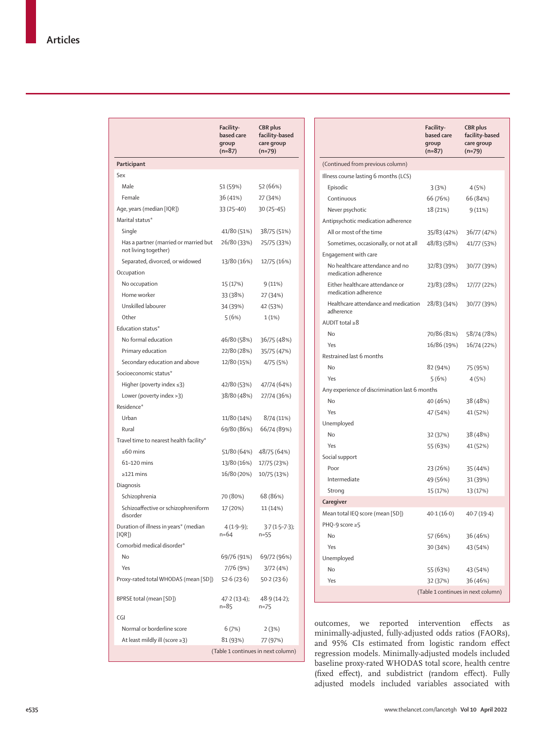| | Facility-based care group (n=87) | CBR plus facility-based care group (n=79) |
|---|---|---|
| **Participant** | | |
| Sex | | |
| Male | 51 (59%) | 52 (66%) |
| Female | 36 (41%) | 27 (34%) |
| Age, years (median [IQR]) | 33 (25–40) | 30 (25–45) |
| Marital status* | | |
| Single | 41/80 (51%) | 38/75 (51%) |
| Has a partner (married or married but not living together) | 26/80 (33%) | 25/75 (33%) |
| Separated, divorced, or widowed | 13/80 (16%) | 12/75 (16%) |
| Occupation | | |
| No occupation | 15 (17%) | 9 (11%) |
| Home worker | 33 (38%) | 27 (34%) |
| Unskilled labourer | 34 (39%) | 42 (53%) |
| Other | 5 (6%) | 1 (1%) |
| Education status* | | |
| No formal education | 46/80 (58%) | 36/75 (48%) |
| Primary education | 22/80 (28%) | 35/75 (47%) |
| Secondary education and above | 12/80 (15%) | 4/75 (5%) |
| Socioeconomic status* | | |
| Higher (poverty index ≤3) | 42/80 (53%) | 47/74 (64%) |
| Lower (poverty index >3) | 38/80 (48%) | 27/74 (36%) |
| Residence* | | |
| Urban | 11/80 (14%) | 8/74 (11%) |
| Rural | 69/80 (86%) | 66/74 (89%) |
| Travel time to nearest health facility* | | |
| ≤60 mins | 51/80 (64%) | 48/75 (64%) |
| 61–120 mins | 13/80 (16%) | 17/75 (23%) |
| ≥121 mins | 16/80 (20%) | 10/75 (13%) |
| Diagnosis | | |
| Schizophrenia | 70 (80%) | 68 (86%) |
| Schizoaffective or schizophreniform disorder | 17 (20%) | 11 (14%) |
| Duration of illness in years* (median [IQR]) | 4 (1·9–9); n=64 | 3·7 (1·5–7·3); n=55 |
| Comorbid medical disorder* | | |
| No | 69/76 (91%) | 69/72 (96%) |
| Yes | 7/76 (9%) | 3/72 (4%) |
| Proxy-rated total WHODAS (mean [SD]) | 52·6 (23·6) | 50·2 (23·6) |
| BPRSE total (mean [SD]) | 47·2 (13·4); n=85 | 48·9 (14·2); n=75 |
| CGI | | |
| Normal or borderline score | 6 (7%) | 2 (3%) |
| At least mildly ill (score ≥3) | 81 (93%) | 77 (97%) |
| Illness course lasting 6 months (LCS) | | |
| Episodic | 3 (3%) | 4 (5%) |
| Continuous | 66 (76%) | 66 (84%) |
| Never psychotic | 18 (21%) | 9 (11%) |
| Antipsychotic medication adherence | | |
| All or most of the time | 35/83 (42%) | 36/77 (47%) |
| Sometimes, occasionally, or not at all | 48/83 (58%) | 41/77 (53%) |
| Engagement with care | | |
| No healthcare attendance and no medication adherence | 32/83 (39%) | 30/77 (39%) |
| Either healthcare attendance or medication adherence | 23/83 (28%) | 17/77 (22%) |
| Healthcare attendance and medication adherence | 28/83 (34%) | 30/77 (39%) |
| AUDIT total ≥8 | | |
| No | 70/86 (81%) | 58/74 (78%) |
| Yes | 16/86 (19%) | 16/74 (22%) |
| Restrained last 6 months | | |
| No | 82 (94%) | 75 (95%) |
| Yes | 5 (6%) | 4 (5%) |
| Any experience of discrimination last 6 months | | |
| No | 40 (46%) | 38 (48%) |
| Yes | 47 (54%) | 41 (52%) |
| Unemployed | | |
| No | 32 (37%) | 38 (48%) |
| Yes | 55 (63%) | 41 (52%) |
| Social support | | |
| Poor | 23 (26%) | 35 (44%) |
| Intermediate | 49 (56%) | 31 (39%) |
| Strong | 15 (17%) | 13 (17%) |
| **Caregiver** | | |
| Mean total IEQ score (mean [SD]) | 40·1 (16·0) | 40·7 (19·4) |
| PHQ-9 score ≥5 | | |
| No | 57 (66%) | 36 (46%) |
| Yes | 30 (34%) | 43 (54%) |
| Unemployed | | |
| No | 55 (63%) | 43 (54%) |
| Yes | 32 (37%) | 36 (46%) |

(Table 1 continues in next column)

outcomes, we reported intervention effects as minimally-adjusted, fully-adjusted odds ratios (FAORs), and 95% CIs estimated from logistic random effect regression models. Minimally-adjusted models included baseline proxy-rated WHODAS total score, health centre (fixed effect), and subdistrict (random effect). Fully adjusted models included variables associated with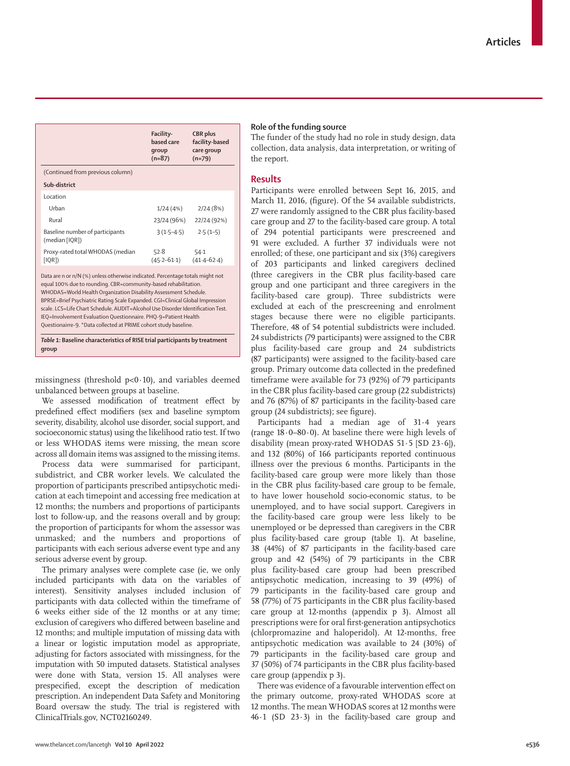| | Facility-based care group (n=87) | CBR plus facility-based care group (n=79) |
|---|---|---|
| (Continued from previous column) | | |
| **Sub-district** | | |
| Location | | |
| Urban | 1/24 (4%) | 2/24 (8%) |
| Rural | 23/24 (96%) | 22/24 (92%) |
| Baseline number of participants (median [IQR]) | 3 (1·5–4·5) | 2·5 (1–5) |
| Proxy-rated total WHODAS (median [IQR]) | 52·8 (45·2–61·1) | 54·1 (41·4–62·4) |

Data are n or n/N (%) unless otherwise indicated. Percentage totals might not equal 100% due to rounding. CBR=community-based rehabilitation. WHODAS=World Health Organization Disability Assessment Schedule. BPRSE=Brief Psychiatric Rating Scale Expanded. CGI=Clinical Global Impression scale. LCS=Life Chart Schedule. AUDIT=Alcohol Use Disorder Identification Test. IEQ=Involvement Evaluation Questionnaire. PHQ-9=Patient Health Questionnaire-9. *Data collected at PRIME cohort study baseline.

*Table 1:* **Baseline characteristics of RISE trial participants by treatment group**

missingness (threshold p<0·10), and variables deemed unbalanced between groups at baseline.

We assessed modification of treatment effect by predefined effect modifiers (sex and baseline symptom severity, disability, alcohol use disorder, social support, and socioeconomic status) using the likelihood ratio test. If two or less WHODAS items were missing, the mean score across all domain items was assigned to the missing items.

Process data were summarised for participant, subdistrict, and CBR worker levels. We calculated the proportion of participants prescribed antipsychotic medication at each timepoint and accessing free medication at 12 months; the numbers and proportions of participants lost to follow-up, and the reasons overall and by group; the proportion of participants for whom the assessor was unmasked; and the numbers and proportions of participants with each serious adverse event type and any serious adverse event by group.

The primary analyses were complete case (ie, we only included participants with data on the variables of interest). Sensitivity analyses included inclusion of participants with data collected within the timeframe of 6 weeks either side of the 12 months or at any time; exclusion of caregivers who differed between baseline and 12 months; and multiple imputation of missing data with a linear or logistic imputation model as appropriate, adjusting for factors associated with missingness, for the imputation with 50 imputed datasets. Statistical analyses were done with Stata, version 15. All analyses were prespecified, except the description of medication prescription. An independent Data Safety and Monitoring Board oversaw the study. The trial is registered with ClinicalTrials.gov, NCT02160249.

### Role of the funding source

The funder of the study had no role in study design, data collection, data analysis, data interpretation, or writing of the report.

## Results

Participants were enrolled between Sept 16, 2015, and March 11, 2016, (figure). Of the 54 available subdistricts, 27 were randomly assigned to the CBR plus facility-based care group and 27 to the facility-based care group. A total of 294 potential participants were prescreened and 91 were excluded. A further 37 individuals were not enrolled; of these, one participant and six (3%) caregivers of 203 participants and linked caregivers declined (three caregivers in the CBR plus facility-based care group and one participant and three caregivers in the facility-based care group). Three subdistricts were excluded at each of the prescreening and enrolment stages because there were no eligible participants. Therefore, 48 of 54 potential subdistricts were included. 24 subdistricts (79 participants) were assigned to the CBR plus facility-based care group and 24 subdistricts (87 participants) were assigned to the facility-based care group. Primary outcome data collected in the predefined timeframe were available for 73 (92%) of 79 participants in the CBR plus facility-based care group (22 subdistricts) and 76 (87%) of 87 participants in the facility-based care group (24 subdistricts); see figure).

Participants had a median age of 31·4 years (range 18·0–80·0). At baseline there were high levels of disability (mean proxy-rated WHODAS 51·5 [SD 23·6]), and 132 (80%) of 166 participants reported continuous illness over the previous 6 months. Participants in the facility-based care group were more likely than those in the CBR plus facility-based care group to be female, to have lower household socio-economic status, to be unemployed, and to have social support. Caregivers in the facility-based care group were less likely to be unemployed or be depressed than caregivers in the CBR plus facility-based care group (table 1). At baseline, 38 (44%) of 87 participants in the facility-based care group and 42 (54%) of 79 participants in the CBR plus facility-based care group had been prescribed antipsychotic medication, increasing to 39 (49%) of 79 participants in the facility-based care group and 58 (77%) of 75 participants in the CBR plus facility-based care group at 12-months (appendix p 3). Almost all prescriptions were for oral first-generation antipsychotics (chlorpromazine and haloperidol). At 12-months, free antipsychotic medication was available to 24 (30%) of 79 participants in the facility-based care group and 37 (50%) of 74 participants in the CBR plus facility-based care group (appendix p 3).

There was evidence of a favourable intervention effect on the primary outcome, proxy-rated WHODAS score at 12 months. The mean WHODAS scores at 12 months were 46·1 (SD 23·3) in the facility-based care group and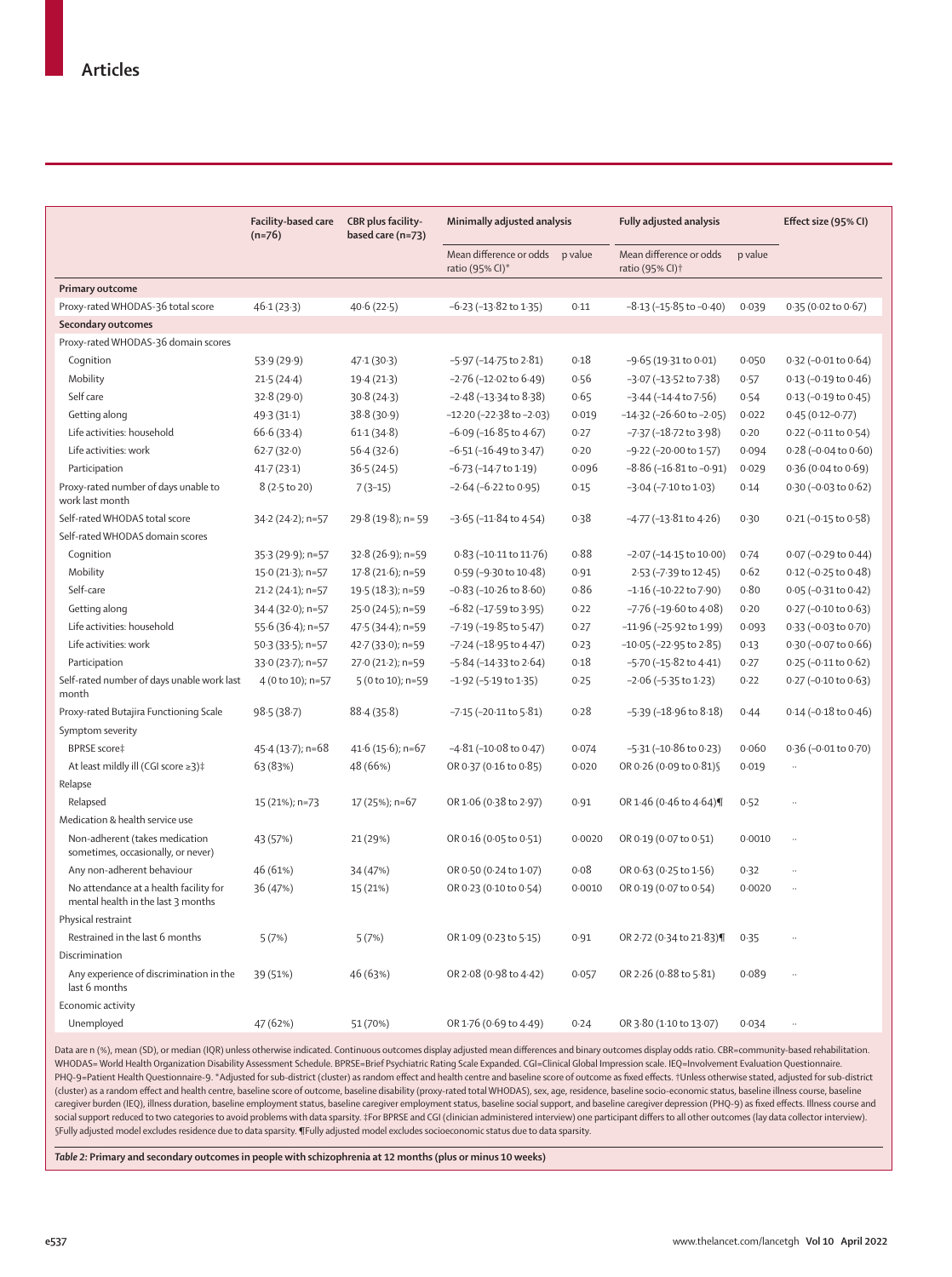| | Facility-based care (n=76) | CBR plus facility-based care (n=73) | Minimally adjusted analysis | | Fully adjusted analysis | | Effect size (95% CI) |
|---|---|---|---|---|---|---|---|
| | | | Mean difference or odds ratio (95% CI)* | p value | Mean difference or odds ratio (95% CI)† | p value | |
| **Primary outcome** | | | | | | | |
| Proxy-rated WHODAS-36 total score | 46·1 (23·3) | 40·6 (22·5) | −6·23 (−13·82 to 1·35) | 0·11 | −8·13 (−15·85 to −0·40) | 0·039 | 0·35 (0·02 to 0·67) |
| **Secondary outcomes** | | | | | | | |
| Proxy-rated WHODAS-36 domain scores | | | | | | | |
| Cognition | 53·9 (29·9) | 47·1 (30·3) | −5·97 (−14·75 to 2·81) | 0·18 | −9·65 (19·31 to 0·01) | 0·050 | 0·32 (−0·01 to 0·64) |
| Mobility | 21·5 (24·4) | 19·4 (21·3) | −2·76 (−12·02 to 6·49) | 0·56 | −3·07 (−13·52 to 7·38) | 0·57 | 0·13 (−0·19 to 0·46) |
| Self care | 32·8 (29·0) | 30·8 (24·3) | −2·48 (−13·34 to 8·38) | 0·65 | −3·44 (−14·4 to 7·56) | 0·54 | 0·13 (−0·19 to 0·45) |
| Getting along | 49·3 (31·1) | 38·8 (30·9) | −12·20 (−22·38 to −2·03) | 0·019 | −14·32 (−26·60 to −2·05) | 0·022 | 0·45 (0·12–0·77) |
| Life activities: household | 66·6 (33·4) | 61·1 (34·8) | −6·09 (−16·85 to 4·67) | 0·27 | −7·37 (−18·72 to 3·98) | 0·20 | 0·22 (−0·11 to 0·54) |
| Life activities: work | 62·7 (32·0) | 56·4 (32·6) | −6·51 (−16·49 to 3·47) | 0·20 | −9·22 (−20·00 to 1·57) | 0·094 | 0·28 (−0·04 to 0·60) |
| Participation | 41·7 (23·1) | 36·5 (24·5) | −6·73 (−14·7 to 1·19) | 0·096 | −8·86 (−16·81 to −0·91) | 0·029 | 0·36 (0·04 to 0·69) |
| Proxy-rated number of days unable to work last month | 8 (2·5 to 20) | 7 (3–15) | −2·64 (−6·22 to 0·95) | 0·15 | −3·04 (−7·10 to 1·03) | 0·14 | 0·30 (−0·03 to 0·62) |
| Self-rated WHODAS total score | 34·2 (24·2); n=57 | 29·8 (19·8); n= 59 | −3·65 (−11·84 to 4·54) | 0·38 | −4·77 (−13·81 to 4·26) | 0·30 | 0·21 (−0·15 to 0·58) |
| Self-rated WHODAS domain scores | | | | | | | |
| Cognition | 35·3 (29·9); n=57 | 32·8 (26·9); n=59 | 0·83 (−10·11 to 11·76) | 0·88 | −2·07 (−14·15 to 10·00) | 0·74 | 0·07 (−0·29 to 0·44) |
| Mobility | 15·0 (21·3); n=57 | 17·8 (21·6); n=59 | 0·59 (−9·30 to 10·48) | 0·91 | 2·53 (−7·39 to 12·45) | 0·62 | 0·12 (−0·25 to 0·48) |
| Self-care | 21·2 (24·1); n=57 | 19·5 (18·3); n=59 | −0·83 (−10·26 to 8·60) | 0·86 | −1·16 (−10·22 to 7·90) | 0·80 | 0·05 (−0·31 to 0·42) |
| Getting along | 34·4 (32·0); n=57 | 25·0 (24·5); n=59 | −6·82 (−17·59 to 3·95) | 0·22 | −7·76 (−19·60 to 4·08) | 0·20 | 0·27 (−0·10 to 0·63) |
| Life activities: household | 55·6 (36·4); n=57 | 47·5 (34·4); n=59 | −7·19 (−19·85 to 5·47) | 0·27 | −11·96 (−25·92 to 1·99) | 0·093 | 0·33 (−0·03 to 0·70) |
| Life activities: work | 50·3 (33·5); n=57 | 42·7 (33·0); n=59 | −7·24 (−18·95 to 4·47) | 0·23 | −10·05 (−22·95 to 2·85) | 0·13 | 0·30 (−0·07 to 0·66) |
| Participation | 33·0 (23·7); n=57 | 27·0 (21·2); n=59 | −5·84 (−14·33 to 2·64) | 0·18 | −5·70 (−15·82 to 4·41) | 0·27 | 0·25 (−0·11 to 0·62) |
| Self-rated number of days unable work last month | 4 (0 to 10); n=57 | 5 (0 to 10); n=59 | −1·92 (−5·19 to 1·35) | 0·25 | −2·06 (−5·35 to 1·23) | 0·22 | 0·27 (−0·10 to 0·63) |
| Proxy-rated Butajira Functioning Scale | 98·5 (38·7) | 88·4 (35·8) | −7·15 (−20·11 to 5·81) | 0·28 | −5·39 (−18·96 to 8·18) | 0·44 | 0·14 (−0·18 to 0·46) |
| Symptom severity | | | | | | | |
| BPRSE score‡ | 45·4 (13·7); n=68 | 41·6 (15·6); n=67 | −4·81 (−10·08 to 0·47) | 0·074 | −5·31 (−10·86 to 0·23) | 0·060 | 0·36 (−0·01 to 0·70) |
| At least mildly ill (CGI score ≥3)‡ | 63 (83%) | 48 (66%) | OR 0·37 (0·16 to 0·85) | 0·020 | OR 0·26 (0·09 to 0·81)§ | 0·019 | ·· |
| Relapse | | | | | | | |
| Relapsed | 15 (21%); n=73 | 17 (25%); n=67 | OR 1·06 (0·38 to 2·97) | 0·91 | OR 1·46 (0·46 to 4·64)¶ | 0·52 | ·· |
| Medication & health service use | | | | | | | |
| Non-adherent (takes medication sometimes, occasionally, or never) | 43 (57%) | 21 (29%) | OR 0·16 (0·05 to 0·51) | 0·0020 | OR 0·19 (0·07 to 0·51) | 0·0010 | ·· |
| Any non-adherent behaviour | 46 (61%) | 34 (47%) | OR 0·50 (0·24 to 1·07) | 0·08 | OR 0·63 (0·25 to 1·56) | 0·32 | ·· |
| No attendance at a health facility for mental health in the last 3 months | 36 (47%) | 15 (21%) | OR 0·23 (0·10 to 0·54) | 0·0010 | OR 0·19 (0·07 to 0·54) | 0·0020 | ·· |
| Physical restraint | | | | | | | |
| Restrained in the last 6 months | 5 (7%) | 5 (7%) | OR 1·09 (0·23 to 5·15) | 0·91 | OR 2·72 (0·34 to 21·83)¶ | 0·35 | ·· |
| Discrimination | | | | | | | |
| Any experience of discrimination in the last 6 months | 39 (51%) | 46 (63%) | OR 2·08 (0·98 to 4·42) | 0·057 | OR 2·26 (0·88 to 5·81) | 0·089 | ·· |
| Economic activity | | | | | | | |
| Unemployed | 47 (62%) | 51 (70%) | OR 1·76 (0·69 to 4·49) | 0·24 | OR 3·80 (1·10 to 13·07) | 0·034 | ·· |

Data are n (%), mean (SD), or median (IQR) unless otherwise indicated. Continuous outcomes display adjusted mean differences and binary outcomes display odds ratio. CBR=community-based rehabilitation. WHODAS= World Health Organization Disability Assessment Schedule. BPRSE=Brief Psychiatric Rating Scale Expanded. CGI=Clinical Global Impression scale. IEQ=Involvement Evaluation Questionnaire. PHQ-9=Patient Health Questionnaire-9. *Adjusted for sub-district (cluster) as random effect and health centre and baseline score of outcome as fixed effects. †Unless otherwise stated, adjusted for sub-district (cluster) as a random effect and health centre, baseline score of outcome, baseline disability (proxy-rated total WHODAS), sex, age, residence, baseline socio-economic status, baseline illness course, baseline caregiver burden (IEQ), illness duration, baseline employment status, baseline caregiver employment status, baseline social support, and baseline caregiver depression (PHQ-9) as fixed effects. Illness course and social support reduced to two categories to avoid problems with data sparsity. ‡For BPRSE and CGI (clinician administered interview) one participant differs to all other outcomes (lay data collector interview). §Fully adjusted model excludes residence due to data sparsity. ¶Fully adjusted model excludes socioeconomic status due to data sparsity.

*Table 2:* **Primary and secondary outcomes in people with schizophrenia at 12 months (plus or minus 10 weeks)**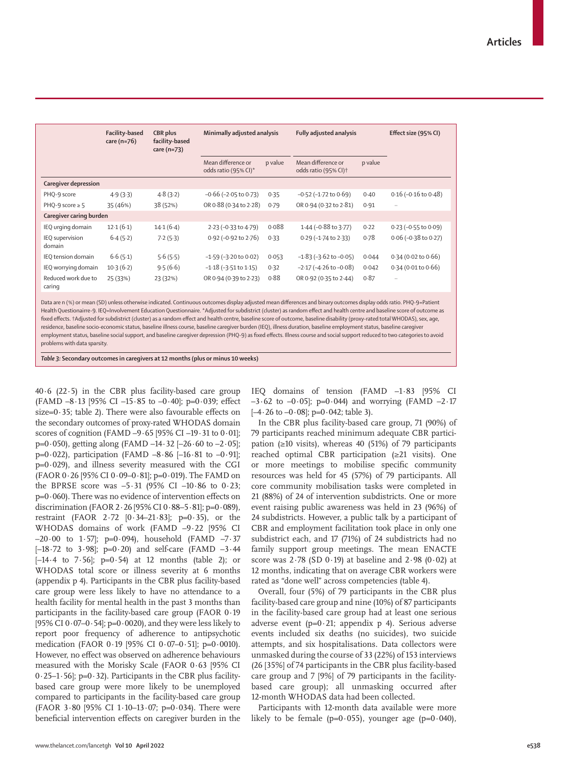| | Facility-based care (n=76) | CBR plus facility-based care (n=73) | Minimally adjusted analysis | | Fully adjusted analysis | | Effect size (95% CI) |
|---|---|---|---|---|---|---|---|
| | | | Mean difference or odds ratio (95% CI)* | p value | Mean difference or odds ratio (95% CI)† | p value | |
| **Caregiver depression** | | | | | | | |
| PHQ-9 score | 4·9 (3·3) | 4·8 (3·2) | −0·66 (−2·05 to 0·73) | 0·35 | −0·52 (−1·72 to 0·69) | 0·40 | 0·16 (−0·16 to 0·48) |
| PHQ-9 score ≥ 5 | 35 (46%) | 38 (52%) | OR 0·88 (0·34 to 2·28) | 0·79 | OR 0·94 (0·32 to 2·81) | 0·91 | ·· |
| **Caregiver caring burden** | | | | | | | |
| IEQ urging domain | 12·1 (6·1) | 14·1 (6·4) | 2·23 (−0·33 to 4·79) | 0·088 | 1·44 (−0·88 to 3·77) | 0·22 | 0·23 (−0·55 to 0·09) |
| IEQ supervision domain | 6·4 (5·2) | 7·2 (5·3) | 0·92 (−0·92 to 2·76) | 0·33 | 0·29 (−1·74 to 2·33) | 0·78 | 0·06 (−0·38 to 0·27) |
| IEQ tension domain | 6·6 (5·1) | 5·6 (5·5) | −1·59 (−3·20 to 0·02) | 0·053 | −1·83 (−3·62 to −0·05) | 0·044 | 0·34 (0·02 to 0·66) |
| IEQ worrying domain | 10·3 (6·2) | 9·5 (6·6) | −1·18 (−3·51 to 1·15) | 0·32 | −2·17 (−4·26 to −0·08) | 0·042 | 0·34 (0·01 to 0·66) |
| Reduced work due to caring | 25 (33%) | 23 (32%) | OR 0·94 (0·39 to 2·23) | 0·88 | OR 0·92 (0·35 to 2·44) | 0·87 | ·· |

Data are n (%) or mean (SD) unless otherwise indicated. Continuous outcomes display adjusted mean differences and binary outcomes display odds ratio. PHQ-9=Patient Health Questionnaire-9. IEQ=Involvement Education Questionnaire. *Adjusted for subdistrict (cluster) as random effect and health centre and baseline score of outcome as fixed effects. †Adjusted for subdistrict (cluster) as a random effect and health centre, baseline score of outcome, baseline disability (proxy-rated total WHODAS), sex, age, residence, baseline socio-economic status, baseline illness course, baseline caregiver burden (IEQ), illness duration, baseline employment status, baseline caregiver employment status, baseline social support, and baseline caregiver depression (PHQ-9) as fixed effects. Illness course and social support reduced to two categories to avoid problems with data sparsity.

*Table 3:* **Secondary outcomes in caregivers at 12 months (plus or minus 10 weeks)**

40·6 (22·5) in the CBR plus facility-based care group (FAMD −8·13 [95% CI −15·85 to −0·40]; p=0·039; effect size=0·35; table 2). There were also favourable effects on the secondary outcomes of proxy-rated WHODAS domain scores of cognition (FAMD −9·65 [95% CI −19·31 to 0·01]; p=0·050), getting along (FAMD −14·32 [−26·60 to −2·05]; p=0·022), participation (FAMD −8·86 [−16·81 to −0·91]; p=0·029), and illness severity measured with the CGI (FAOR 0·26 [95% CI 0·09–0·81]; p=0·019). The FAMD on the BPRSE score was −5·31 (95% CI −10·86 to 0·23; p=0·060). There was no evidence of intervention effects on discrimination (FAOR 2·26 [95% CI 0·88–5·81]; p=0·089), restraint (FAOR 2·72 [0·34–21·83]; p=0·35), or the WHODAS domains of work (FAMD −9·22 [95% CI −20·00 to 1·57]; p=0·094), household (FAMD −7·37 [−18·72 to 3·98]; p=0·20) and self-care (FAMD −3·44 [−14·4 to 7·56]; p=0·54) at 12 months (table 2); or WHODAS total score or illness severity at 6 months (appendix p 4). Participants in the CBR plus facility-based care group were less likely to have no attendance to a health facility for mental health in the past 3 months than participants in the facility-based care group (FAOR 0·19 [95% CI 0·07–0·54]; p=0·0020), and they were less likely to report poor frequency of adherence to antipsychotic medication (FAOR 0·19 [95% CI 0·07–0·51]; p=0·0010). However, no effect was observed on adherence behaviours measured with the Morisky Scale (FAOR 0·63 [95% CI 0·25–1·56]; p=0·32). Participants in the CBR plus facility-based care group were more likely to be unemployed compared to participants in the facility-based care group (FAOR 3·80 [95% CI 1·10–13·07; p=0·034). There were beneficial intervention effects on caregiver burden in the IEQ domains of tension (FAMD −1·83 [95% CI −3·62 to −0·05]; p=0·044) and worrying (FAMD −2·17 [−4·26 to −0·08]; p=0·042; table 3).

In the CBR plus facility-based care group, 71 (90%) of 79 participants reached minimum adequate CBR participation (≥10 visits), whereas 40 (51%) of 79 participants reached optimal CBR participation (≥21 visits). One or more meetings to mobilise specific community resources was held for 45 (57%) of 79 participants. All core community mobilisation tasks were completed in 21 (88%) of 24 of intervention subdistricts. One or more event raising public awareness was held in 23 (96%) of 24 subdistricts. However, a public talk by a participant of CBR and employment facilitation took place in only one subdistrict each, and 17 (71%) of 24 subdistricts had no family support group meetings. The mean ENACTE score was 2·78 (SD 0·19) at baseline and 2·98 (0·02) at 12 months, indicating that on average CBR workers were rated as "done well" across competencies (table 4).

Overall, four (5%) of 79 participants in the CBR plus facility-based care group and nine (10%) of 87 participants in the facility-based care group had at least one serious adverse event (p=0·21; appendix p 4). Serious adverse events included six deaths (no suicides), two suicide attempts, and six hospitalisations. Data collectors were unmasked during the course of 33 (22%) of 153 interviews (26 [35%] of 74 participants in the CBR plus facility-based care group and 7 [9%] of 79 participants in the facility-based care group); all unmasking occurred after 12-month WHODAS data had been collected.

Participants with 12-month data available were more likely to be female (p=0·055), younger age (p=0·040),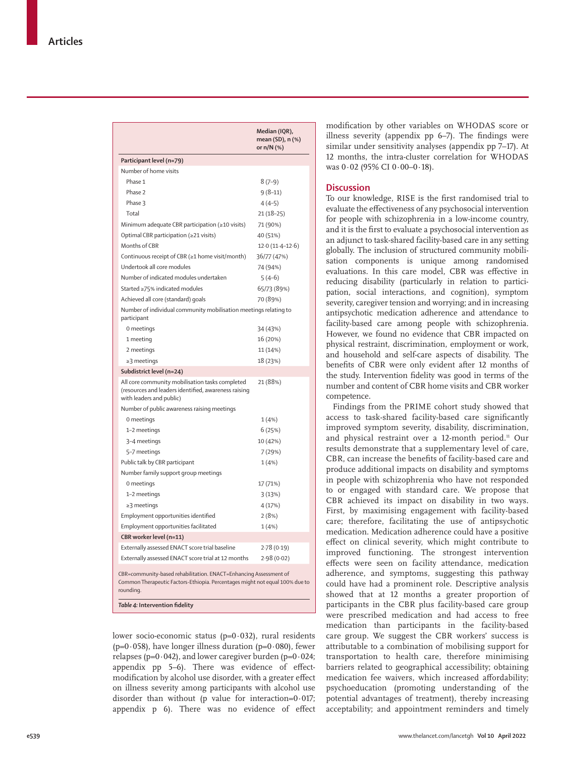| | Median (IQR), mean (SD), n (%) or n/N (%) |
|---|---|
| **Participant level (n=79)** | |
| Number of home visits | |
| Phase 1 | 8 (7–9) |
| Phase 2 | 9 (8–11) |
| Phase 3 | 4 (4–5) |
| Total | 21 (18–25) |
| Minimum adequate CBR participation (≥10 visits) | 71 (90%) |
| Optimal CBR participation (≥21 visits) | 40 (51%) |
| Months of CBR | 12·0 (11·4–12·6) |
| Continuous receipt of CBR (≥1 home visit/month) | 36/77 (47%) |
| Undertook all core modules | 74 (94%) |
| Number of indicated modules undertaken | 5 (4–6) |
| Started ≥75% indicated modules | 65/73 (89%) |
| Achieved all core (standard) goals | 70 (89%) |
| Number of individual community mobilisation meetings relating to participant | |
| 0 meetings | 34 (43%) |
| 1 meeting | 16 (20%) |
| 2 meetings | 11 (14%) |
| ≥3 meetings | 18 (23%) |
| **Subdistrict level (n=24)** | |
| All core community mobilisation tasks completed (resources and leaders identified, awareness raising with leaders and public) | 21 (88%) |
| Number of public awareness raising meetings | |
| 0 meetings | 1 (4%) |
| 1–2 meetings | 6 (25%) |
| 3–4 meetings | 10 (42%) |
| 5–7 meetings | 7 (29%) |
| Public talk by CBR participant | 1 (4%) |
| Number family support group meetings | |
| 0 meetings | 17 (71%) |
| 1–2 meetings | 3 (13%) |
| ≥3 meetings | 4 (17%) |
| Employment opportunities identified | 2 (8%) |
| Employment opportunities facilitated | 1 (4%) |
| **CBR worker level (n=11)** | |
| Externally assessed ENACT score trial baseline | 2·78 (0·19) |
| Externally assessed ENACT score trial at 12 months | 2·98 (0·02) |

CBR=community-based rehabilitation. ENACT=Enhancing Assessment of Common Therapeutic Factors-Ethiopia. Percentages might not equal 100% due to rounding.

***Table 4:* Intervention fidelity**

lower socio-economic status (p=0·032), rural residents (p=0·058), have longer illness duration (p=0·080), fewer relapses (p=0·042), and lower caregiver burden (p=0·024; appendix pp 5–6). There was evidence of effect-modification by alcohol use disorder, with a greater effect on illness severity among participants with alcohol use disorder than without (p value for interaction=0·017; appendix p 6). There was no evidence of effect modification by other variables on WHODAS score or illness severity (appendix pp 6–7). The findings were similar under sensitivity analyses (appendix pp 7–17). At 12 months, the intra-cluster correlation for WHODAS was 0·02 (95% CI 0·00–0·18).

## Discussion

To our knowledge, RISE is the first randomised trial to evaluate the effectiveness of any psychosocial intervention for people with schizophrenia in a low-income country, and it is the first to evaluate a psychosocial intervention as an adjunct to task-shared facility-based care in any setting globally. The inclusion of structured community mobilisation components is unique among randomised evaluations. In this care model, CBR was effective in reducing disability (particularly in relation to participation, social interactions, and cognition), symptom severity, caregiver tension and worrying; and in increasing antipsychotic medication adherence and attendance to facility-based care among people with schizophrenia. However, we found no evidence that CBR impacted on physical restraint, discrimination, employment or work, and household and self-care aspects of disability. The benefits of CBR were only evident after 12 months of the study. Intervention fidelity was good in terms of the number and content of CBR home visits and CBR worker competence.

Findings from the PRIME cohort study showed that access to task-shared facility-based care significantly improved symptom severity, disability, discrimination, and physical restraint over a 12-month period.[11] Our results demonstrate that a supplementary level of care, CBR, can increase the benefits of facility-based care and produce additional impacts on disability and symptoms in people with schizophrenia who have not responded to or engaged with standard care. We propose that CBR achieved its impact on disability in two ways. First, by maximising engagement with facility-based care; therefore, facilitating the use of antipsychotic medication. Medication adherence could have a positive effect on clinical severity, which might contribute to improved functioning. The strongest intervention effects were seen on facility attendance, medication adherence, and symptoms, suggesting this pathway could have had a prominent role. Descriptive analysis showed that at 12 months a greater proportion of participants in the CBR plus facility-based care group were prescribed medication and had access to free medication than participants in the facility-based care group. We suggest the CBR workers' success is attributable to a combination of mobilising support for transportation to health care, therefore minimising barriers related to geographical accessibility; obtaining medication fee waivers, which increased affordability; psychoeducation (promoting understanding of the potential advantages of treatment), thereby increasing acceptability; and appointment reminders and timely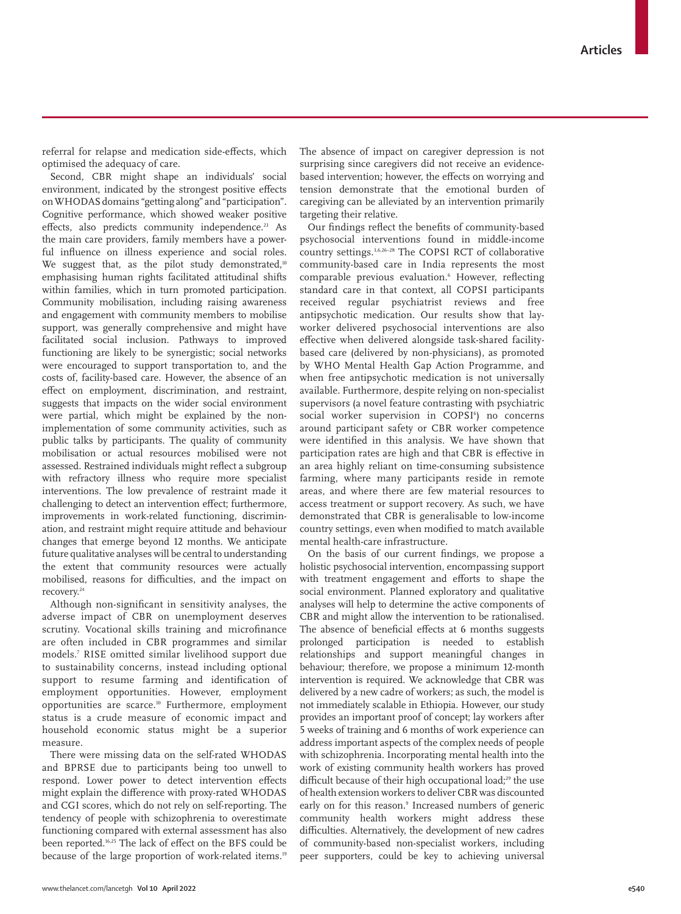referral for relapse and medication side-effects, which optimised the adequacy of care.

Second, CBR might shape an individuals' social environment, indicated by the strongest positive effects on WHODAS domains "getting along" and "participation". Cognitive performance, which showed weaker positive effects, also predicts community independence.[23] As the main care providers, family members have a powerful influence on illness experience and social roles. We suggest that, as the pilot study demonstrated,[10] emphasising human rights facilitated attitudinal shifts within families, which in turn promoted participation. Community mobilisation, including raising awareness and engagement with community members to mobilise support, was generally comprehensive and might have facilitated social inclusion. Pathways to improved functioning are likely to be synergistic; social networks were encouraged to support transportation to, and the costs of, facility-based care. However, the absence of an effect on employment, discrimination, and restraint, suggests that impacts on the wider social environment were partial, which might be explained by the non-implementation of some community activities, such as public talks by participants. The quality of community mobilisation or actual resources mobilised were not assessed. Restrained individuals might reflect a subgroup with refractory illness who require more specialist interventions. The low prevalence of restraint made it challenging to detect an intervention effect; furthermore, improvements in work-related functioning, discrimination, and restraint might require attitude and behaviour changes that emerge beyond 12 months. We anticipate future qualitative analyses will be central to understanding the extent that community resources were actually mobilised, reasons for difficulties, and the impact on recovery.[24]

Although non-significant in sensitivity analyses, the adverse impact of CBR on unemployment deserves scrutiny. Vocational skills training and microfinance are often included in CBR programmes and similar models.[7] RISE omitted similar livelihood support due to sustainability concerns, instead including optional support to resume farming and identification of employment opportunities. However, employment opportunities are scarce.[10] Furthermore, employment status is a crude measure of economic impact and household economic status might be a superior measure.

There were missing data on the self-rated WHODAS and BPRSE due to participants being too unwell to respond. Lower power to detect intervention effects might explain the difference with proxy-rated WHODAS and CGI scores, which do not rely on self-reporting. The tendency of people with schizophrenia to overestimate functioning compared with external assessment has also been reported.[16,25] The lack of effect on the BFS could be because of the large proportion of work-related items.[19] The absence of impact on caregiver depression is not surprising since caregivers did not receive an evidence-based intervention; however, the effects on worrying and tension demonstrate that the emotional burden of caregiving can be alleviated by an intervention primarily targeting their relative.

Our findings reflect the benefits of community-based psychosocial interventions found in middle-income country settings.[3,6,26–28] The COPSI RCT of collaborative community-based care in India represents the most comparable previous evaluation.[6] However, reflecting standard care in that context, all COPSI participants received regular psychiatrist reviews and free antipsychotic medication. Our results show that lay-worker delivered psychosocial interventions are also effective when delivered alongside task-shared facility-based care (delivered by non-physicians), as promoted by WHO Mental Health Gap Action Programme, and when free antipsychotic medication is not universally available. Furthermore, despite relying on non-specialist supervisors (a novel feature contrasting with psychiatric social worker supervision in COPSI[6]) no concerns around participant safety or CBR worker competence were identified in this analysis. We have shown that participation rates are high and that CBR is effective in an area highly reliant on time-consuming subsistence farming, where many participants reside in remote areas, and where there are few material resources to access treatment or support recovery. As such, we have demonstrated that CBR is generalisable to low-income country settings, even when modified to match available mental health-care infrastructure.

On the basis of our current findings, we propose a holistic psychosocial intervention, encompassing support with treatment engagement and efforts to shape the social environment. Planned exploratory and qualitative analyses will help to determine the active components of CBR and might allow the intervention to be rationalised. The absence of beneficial effects at 6 months suggests prolonged participation is needed to establish relationships and support meaningful changes in behaviour; therefore, we propose a minimum 12-month intervention is required. We acknowledge that CBR was delivered by a new cadre of workers; as such, the model is not immediately scalable in Ethiopia. However, our study provides an important proof of concept; lay workers after 5 weeks of training and 6 months of work experience can address important aspects of the complex needs of people with schizophrenia. Incorporating mental health into the work of existing community health workers has proved difficult because of their high occupational load;[29] the use of health extension workers to deliver CBR was discounted early on for this reason.[9] Increased numbers of generic community health workers might address these difficulties. Alternatively, the development of new cadres of community-based non-specialist workers, including peer supporters, could be key to achieving universal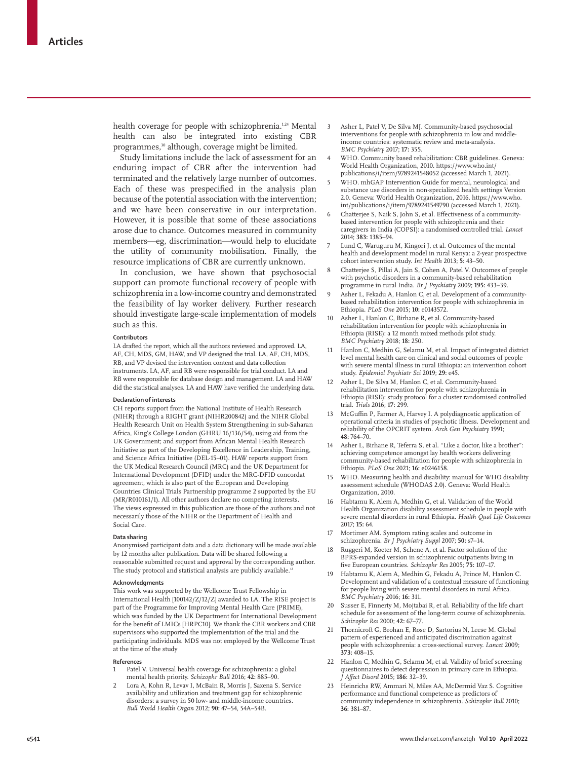health coverage for people with schizophrenia.[1,24] Mental health can also be integrated into existing CBR programmes,[30] although, coverage might be limited.

Study limitations include the lack of assessment for an enduring impact of CBR after the intervention had terminated and the relatively large number of outcomes. Each of these was prespecified in the analysis plan because of the potential association with the intervention; and we have been conservative in our interpretation. However, it is possible that some of these associations arose due to chance. Outcomes measured in community members—eg, discrimination—would help to elucidate the utility of community mobilisation. Finally, the resource implications of CBR are currently unknown.

In conclusion, we have shown that psychosocial support can promote functional recovery of people with schizophrenia in a low-income country and demonstrated the feasibility of lay worker delivery. Further research should investigate large-scale implementation of models such as this.

#### Contributors

LA drafted the report, which all the authors reviewed and approved. LA, AF, CH, MDS, GM, HAW, and VP designed the trial. LA, AF, CH, MDS, RB, and VP devised the intervention content and data collection instruments. LA, AF, and RB were responsible for trial conduct. LA and RB were responsible for database design and management. LA and HAW did the statistical analyses. LA and HAW have verified the underlying data.

#### Declaration of interests

CH reports support from the National Institute of Health Research (NIHR) through a RIGHT grant (NIHR200842) and the NIHR Global Health Research Unit on Health System Strengthening in sub-Saharan Africa, King's College London (GHRU 16/136/54), using aid from the UK Government; and support from African Mental Health Research Initiative as part of the Developing Excellence in Leadership, Training, and Science Africa Initiative (DEL-15–01). HAW reports support from the UK Medical Research Council (MRC) and the UK Department for International Development (DFID) under the MRC-DFID concordat agreement, which is also part of the European and Developing Countries Clinical Trials Partnership programme 2 supported by the EU (MR/R010161/1). All other authors declare no competing interests. The views expressed in this publication are those of the authors and not necessarily those of the NIHR or the Department of Health and Social Care.

#### Data sharing

Anonymised participant data and a data dictionary will be made available by 12 months after publication. Data will be shared following a reasonable submitted request and approval by the corresponding author. The study protocol and statistical analysis are publicly available.[12]

#### Acknowledgments

This work was supported by the Wellcome Trust Fellowship in International Health [100142/Z/12/Z] awarded to LA. The RISE project is part of the Programme for Improving Mental Health Care (PRIME), which was funded by the UK Department for International Development for the benefit of LMICs [HRPC10]. We thank the CBR workers and CBR supervisors who supported the implementation of the trial and the participating individuals. MDS was not employed by the Wellcome Trust at the time of the study

#### References

1. Patel V. Universal health coverage for schizophrenia: a global mental health priority. *Schizophr Bull* 2016; **42:** 885–90.
2. Lora A, Kohn R, Levav I, McBain R, Morris J, Saxena S. Service availability and utilization and treatment gap for schizophrenic disorders: a survey in 50 low- and middle-income countries. *Bull World Health Organ* 2012; **90:** 47–54, 54A–54B.
3. Asher L, Patel V, De Silva MJ. Community-based psychosocial interventions for people with schizophrenia in low and middle-income countries: systematic review and meta-analysis. *BMC Psychiatry* 2017; **17:** 355.
4. WHO. Community based rehabilitation: CBR guidelines. Geneva: World Health Organization, 2010. https://www.who.int/publications/i/item/9789241548052 (accessed March 1, 2021).
5. WHO. mhGAP Intervention Guide for mental, neurological and substance use disorders in non-specialized health settings Version 2.0. Geneva: World Health Organization, 2016. https://www.who.int/publications/i/item/9789241549790 (accessed March 1, 2021).
6. Chatterjee S, Naik S, John S, et al. Effectiveness of a community-based intervention for people with schizophrenia and their caregivers in India (COPSI): a randomised controlled trial. *Lancet* 2014; **383:** 1385–94.
7. Lund C, Waruguru M, Kingori J, et al. Outcomes of the mental health and development model in rural Kenya: a 2-year prospective cohort intervention study. *Int Health* 2013; **5:** 43–50.
8. Chatterjee S, Pillai A, Jain S, Cohen A, Patel V. Outcomes of people with psychotic disorders in a community-based rehabilitation programme in rural India. *Br J Psychiatry* 2009; **195:** 433–39.
9. Asher L, Fekadu A, Hanlon C, et al. Development of a community-based rehabilitation intervention for people with schizophrenia in Ethiopia. *PLoS One* 2015; **10:** e0143572.
10. Asher L, Hanlon C, Birhane R, et al. Community-based rehabilitation intervention for people with schizophrenia in Ethiopia (RISE): a 12 month mixed methods pilot study. *BMC Psychiatry* 2018; **18:** 250.
11. Hanlon C, Medhin G, Selamu M, et al. Impact of integrated district level mental health care on clinical and social outcomes of people with severe mental illness in rural Ethiopia: an intervention cohort study. *Epidemiol Psychiatr Sci* 2019; **29:** e45.
12. Asher L, De Silva M, Hanlon C, et al. Community-based rehabilitation intervention for people with schizophrenia in Ethiopia (RISE): study protocol for a cluster randomised controlled trial. *Trials* 2016; **17:** 299.
13. McGuffin P, Farmer A, Harvey I. A polydiagnostic application of operational criteria in studies of psychotic illness. Development and reliability of the OPCRIT system. *Arch Gen Psychiatry* 1991; **48:** 764–70.
14. Asher L, Birhane R, Teferra S, et al. "Like a doctor, like a brother": achieving competence amongst lay health workers delivering community-based rehabilitation for people with schizophrenia in Ethiopia. *PLoS One* 2021; **16:** e0246158.
15. WHO. Measuring health and disability: manual for WHO disability assessment schedule (WHODAS 2.0). Geneva: World Health Organization, 2010.
16. Habtamu K, Alem A, Medhin G, et al. Validation of the World Health Organization disability assessment schedule in people with severe mental disorders in rural Ethiopia. *Health Qual Life Outcomes* 2017; **15:** 64.
17. Mortimer AM. Symptom rating scales and outcome in schizophrenia. *Br J Psychiatry Suppl* 2007; **50:** s7–14.
18. Ruggeri M, Koeter M, Schene A, et al. Factor solution of the BPRS-expanded version in schizophrenic outpatients living in five European countries. *Schizophr Res* 2005; **75:** 107–17.
19. Habtamu K, Alem A, Medhin G, Fekadu A, Prince M, Hanlon C. Development and validation of a contextual measure of functioning for people living with severe mental disorders in rural Africa. *BMC Psychiatry* 2016; **16:** 311.
20. Susser E, Finnerty M, Mojtabai R, et al. Reliability of the life chart schedule for assessment of the long-term course of schizophrenia. *Schizophr Res* 2000; **42:** 67–77.
21. Thornicroft G, Brohan E, Rose D, Sartorius N, Leese M. Global pattern of experienced and anticipated discrimination against people with schizophrenia: a cross-sectional survey. *Lancet* 2009; **373:** 408–15.
22. Hanlon C, Medhin G, Selamu M, et al. Validity of brief screening questionnaires to detect depression in primary care in Ethiopia. *J Affect Disord* 2015; **186:** 32–39.
23. Heinrichs RW, Ammari N, Miles AA, McDermid Vaz S. Cognitive performance and functional competence as predictors of community independence in schizophrenia. *Schizophr Bull* 2010; **36:** 381–87.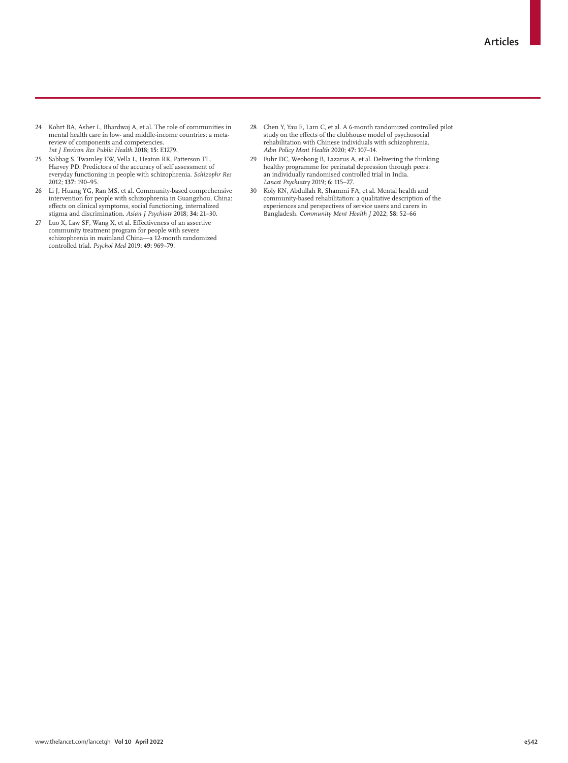24 Kohrt BA, Asher L, Bhardwaj A, et al. The role of communities in mental health care in low- and middle-income countries: a meta-review of components and competencies. *Int J Environ Res Public Health* 2018; **15:** E1279.

25 Sabbag S, Twamley EW, Vella L, Heaton RK, Patterson TL, Harvey PD. Predictors of the accuracy of self assessment of everyday functioning in people with schizophrenia. *Schizophr Res* 2012; **137:** 190–95.

26 Li J, Huang YG, Ran MS, et al. Community-based comprehensive intervention for people with schizophrenia in Guangzhou, China: effects on clinical symptoms, social functioning, internalized stigma and discrimination. *Asian J Psychiatr* 2018; **34:** 21–30.

27 Luo X, Law SF, Wang X, et al. Effectiveness of an assertive community treatment program for people with severe schizophrenia in mainland China—a 12-month randomized controlled trial. *Psychol Med* 2019; **49:** 969–79.

28 Chen Y, Yau E, Lam C, et al. A 6-month randomized controlled pilot study on the effects of the clubhouse model of psychosocial rehabilitation with Chinese individuals with schizophrenia. *Adm Policy Ment Health* 2020; **47:** 107–14.

29 Fuhr DC, Weobong B, Lazarus A, et al. Delivering the thinking healthy programme for perinatal depression through peers: an individually randomised controlled trial in India. *Lancet Psychiatry* 2019; **6:** 115–27.

30 Koly KN, Abdullah R, Shammi FA, et al. Mental health and community-based rehabilitation: a qualitative description of the experiences and perspectives of service users and carers in Bangladesh. *Community Ment Health J* 2022; **58:** 52–66